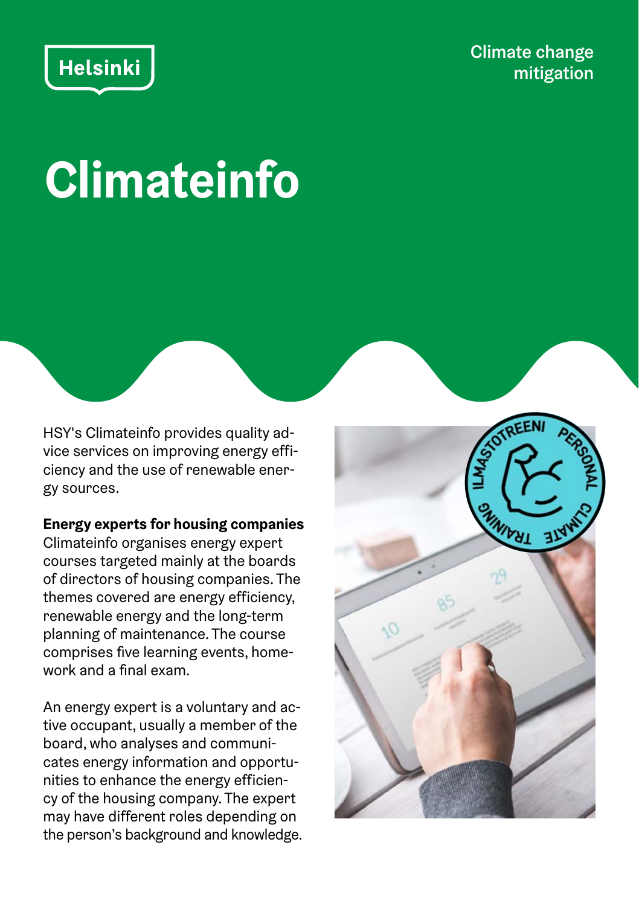Helsinki

Climate change mitigation

# Climateinfo

HSY's Climateinfo provides quality advice services on improving energy efficiency and the use of renewable energy sources.

**Energy experts for housing companies**

Climateinfo organises energy expert courses targeted mainly at the boards of directors of housing companies. The themes covered are energy efficiency, renewable energy and the long-term planning of maintenance. The course comprises five learning events, homework and a final exam.

An energy expert is a voluntary and active occupant, usually a member of the board, who analyses and communicates energy information and opportunities to enhance the energy efficiency of the housing company. The expert may have different roles depending on the person's background and knowledge.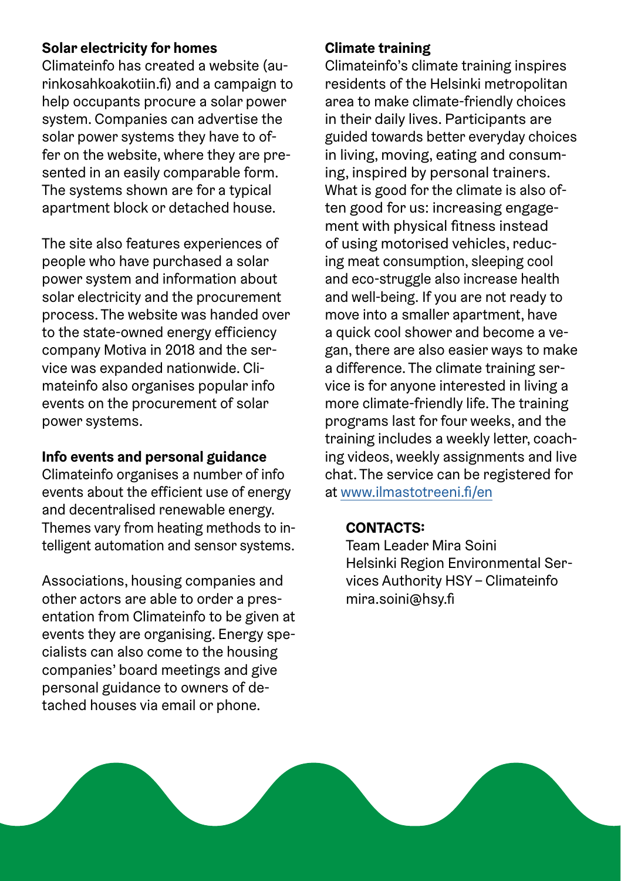## Solar electricity for homes

Climateinfo has created a website (aurinkosahkoakotiin.fi) and a campaign to help occupants procure a solar power system. Companies can advertise the solar power systems they have to offer on the website, where they are presented in an easily comparable form. The systems shown are for a typical apartment block or detached house.

The site also features experiences of people who have purchased a solar power system and information about solar electricity and the procurement process. The website was handed over to the state-owned energy efficiency company Motiva in 2018 and the service was expanded nationwide. Climateinfo also organises popular info events on the procurement of solar power systems.

## Info events and personal guidance

Climateinfo organises a number of info events about the efficient use of energy and decentralised renewable energy. Themes vary from heating methods to intelligent automation and sensor systems.

Associations, housing companies and other actors are able to order a presentation from Climateinfo to be given at events they are organising. Energy specialists can also come to the housing companies' board meetings and give personal guidance to owners of detached houses via email or phone.

## Climate training

Climateinfo's climate training inspires residents of the Helsinki metropolitan area to make climate-friendly choices in their daily lives. Participants are guided towards better everyday choices in living, moving, eating and consuming, inspired by personal trainers. What is good for the climate is also often good for us: increasing engagement with physical fitness instead of using motorised vehicles, reducing meat consumption, sleeping cool and eco-struggle also increase health and well-being. If you are not ready to move into a smaller apartment, have a quick cool shower and become a vegan, there are also easier ways to make a difference. The climate training service is for anyone interested in living a more climate-friendly life. The training programs last for four weeks, and the training includes a weekly letter, coaching videos, weekly assignments and live chat. The service can be registered for at www.ilmastotreeni.fi/en

**CONTACTS:**

Team Leader Mira Soini
Helsinki Region Environmental Services Authority HSY – Climateinfo
mira.soini@hsy.fi